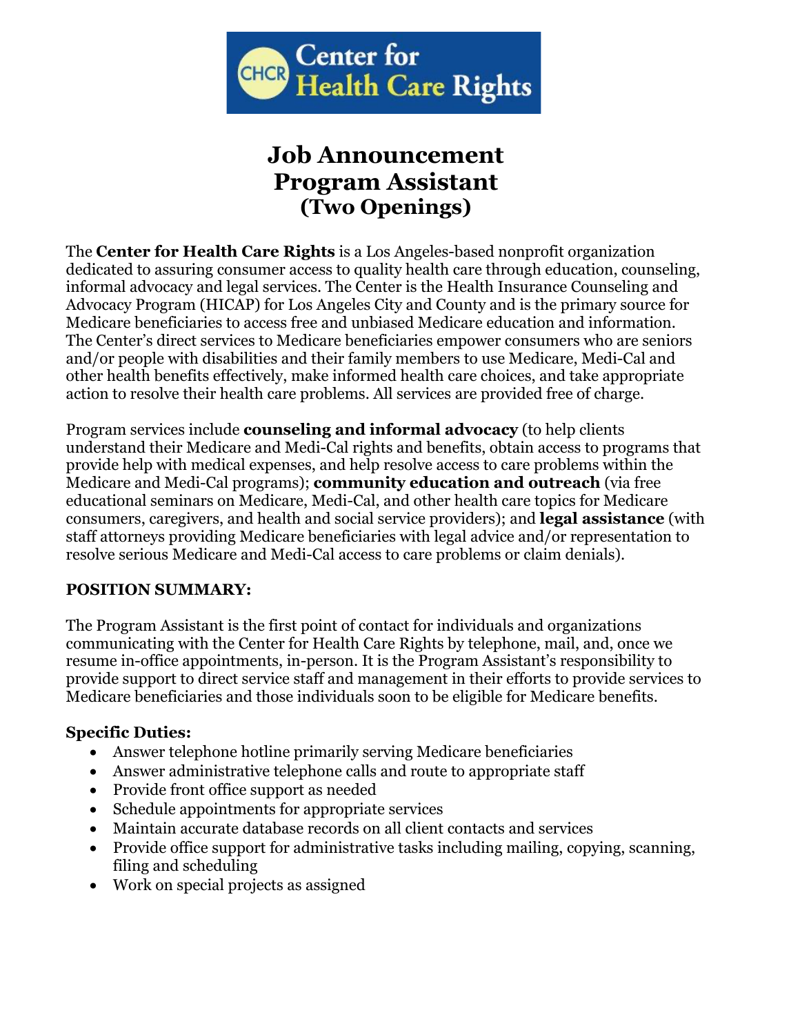# Job Announcement
# Program Assistant
## (Two Openings)

The **Center for Health Care Rights** is a Los Angeles-based nonprofit organization dedicated to assuring consumer access to quality health care through education, counseling, informal advocacy and legal services. The Center is the Health Insurance Counseling and Advocacy Program (HICAP) for Los Angeles City and County and is the primary source for Medicare beneficiaries to access free and unbiased Medicare education and information. The Center's direct services to Medicare beneficiaries empower consumers who are seniors and/or people with disabilities and their family members to use Medicare, Medi-Cal and other health benefits effectively, make informed health care choices, and take appropriate action to resolve their health care problems. All services are provided free of charge.

Program services include **counseling and informal advocacy** (to help clients understand their Medicare and Medi-Cal rights and benefits, obtain access to programs that provide help with medical expenses, and help resolve access to care problems within the Medicare and Medi-Cal programs); **community education and outreach** (via free educational seminars on Medicare, Medi-Cal, and other health care topics for Medicare consumers, caregivers, and health and social service providers); and **legal assistance** (with staff attorneys providing Medicare beneficiaries with legal advice and/or representation to resolve serious Medicare and Medi-Cal access to care problems or claim denials).

**POSITION SUMMARY:**

The Program Assistant is the first point of contact for individuals and organizations communicating with the Center for Health Care Rights by telephone, mail, and, once we resume in-office appointments, in-person. It is the Program Assistant's responsibility to provide support to direct service staff and management in their efforts to provide services to Medicare beneficiaries and those individuals soon to be eligible for Medicare benefits.

**Specific Duties:**

- Answer telephone hotline primarily serving Medicare beneficiaries
- Answer administrative telephone calls and route to appropriate staff
- Provide front office support as needed
- Schedule appointments for appropriate services
- Maintain accurate database records on all client contacts and services
- Provide office support for administrative tasks including mailing, copying, scanning, filing and scheduling
- Work on special projects as assigned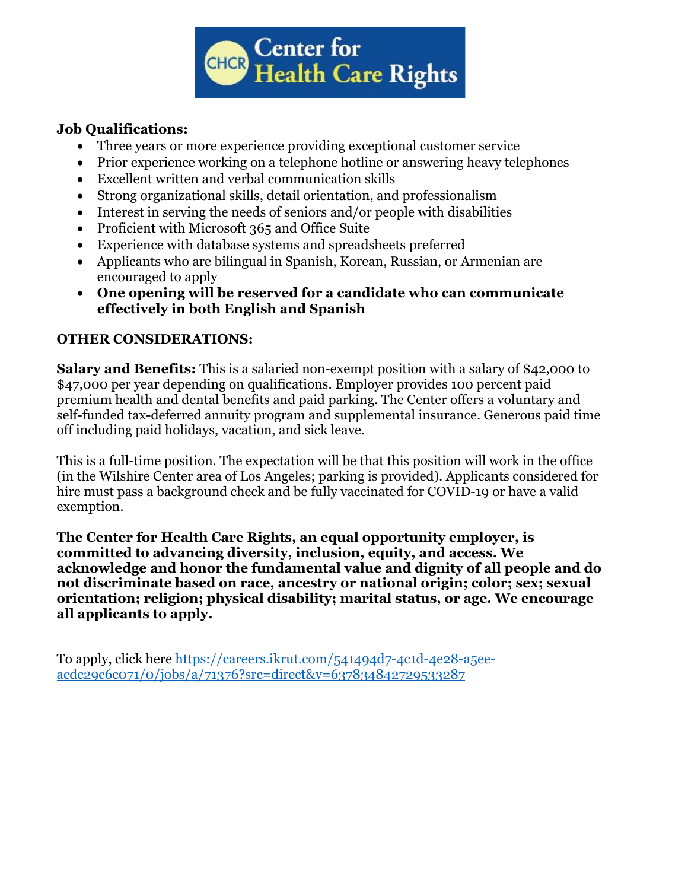**Job Qualifications:**

- Three years or more experience providing exceptional customer service
- Prior experience working on a telephone hotline or answering heavy telephones
- Excellent written and verbal communication skills
- Strong organizational skills, detail orientation, and professionalism
- Interest in serving the needs of seniors and/or people with disabilities
- Proficient with Microsoft 365 and Office Suite
- Experience with database systems and spreadsheets preferred
- Applicants who are bilingual in Spanish, Korean, Russian, or Armenian are encouraged to apply
- **One opening will be reserved for a candidate who can communicate effectively in both English and Spanish**

**OTHER CONSIDERATIONS:**

**Salary and Benefits:** This is a salaried non-exempt position with a salary of $42,000 to $47,000 per year depending on qualifications. Employer provides 100 percent paid premium health and dental benefits and paid parking. The Center offers a voluntary and self-funded tax-deferred annuity program and supplemental insurance. Generous paid time off including paid holidays, vacation, and sick leave.

This is a full-time position. The expectation will be that this position will work in the office (in the Wilshire Center area of Los Angeles; parking is provided). Applicants considered for hire must pass a background check and be fully vaccinated for COVID-19 or have a valid exemption.

**The Center for Health Care Rights, an equal opportunity employer, is committed to advancing diversity, inclusion, equity, and access. We acknowledge and honor the fundamental value and dignity of all people and do not discriminate based on race, ancestry or national origin; color; sex; sexual orientation; religion; physical disability; marital status, or age. We encourage all applicants to apply.**

To apply, click here [https://careers.ikrut.com/541494d7-4c1d-4e28-a5ee-acdc29c6c071/0/jobs/a/71376?src=direct&v=637834842729533287](https://careers.ikrut.com/541494d7-4c1d-4e28-a5ee-acdc29c6c071/0/jobs/a/71376?src=direct&v=637834842729533287)